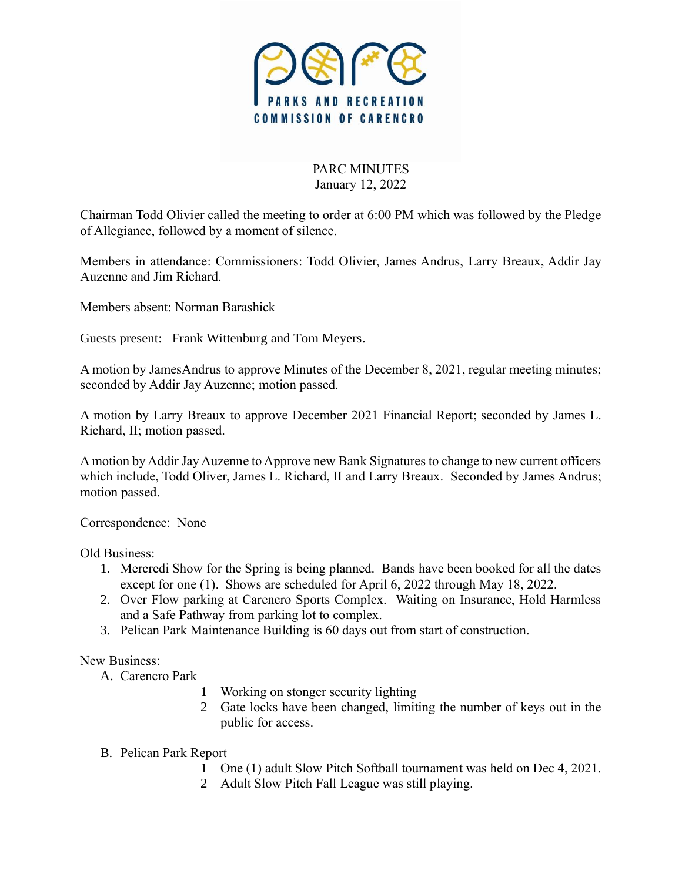PARKS AND RECREATION COMMISSION OF CARENCRO

# PARC MINUTES
January 12, 2022

Chairman Todd Olivier called the meeting to order at 6:00 PM which was followed by the Pledge of Allegiance, followed by a moment of silence.

Members in attendance: Commissioners: Todd Olivier, James Andrus, Larry Breaux, Addir Jay Auzenne and Jim Richard.

Members absent: Norman Barashick

Guests present: Frank Wittenburg and Tom Meyers.

A motion by JamesAndrus to approve Minutes of the December 8, 2021, regular meeting minutes; seconded by Addir Jay Auzenne; motion passed.

A motion by Larry Breaux to approve December 2021 Financial Report; seconded by James L. Richard, II; motion passed.

A motion by Addir Jay Auzenne to Approve new Bank Signatures to change to new current officers which include, Todd Oliver, James L. Richard, II and Larry Breaux. Seconded by James Andrus; motion passed.

Correspondence: None

Old Business:

1. Mercredi Show for the Spring is being planned. Bands have been booked for all the dates except for one (1). Shows are scheduled for April 6, 2022 through May 18, 2022.
2. Over Flow parking at Carencro Sports Complex. Waiting on Insurance, Hold Harmless and a Safe Pathway from parking lot to complex.
3. Pelican Park Maintenance Building is 60 days out from start of construction.

New Business:

A. Carencro Park
   1. Working on stonger security lighting
   2. Gate locks have been changed, limiting the number of keys out in the public for access.

B. Pelican Park Report
   1. One (1) adult Slow Pitch Softball tournament was held on Dec 4, 2021.
   2. Adult Slow Pitch Fall League was still playing.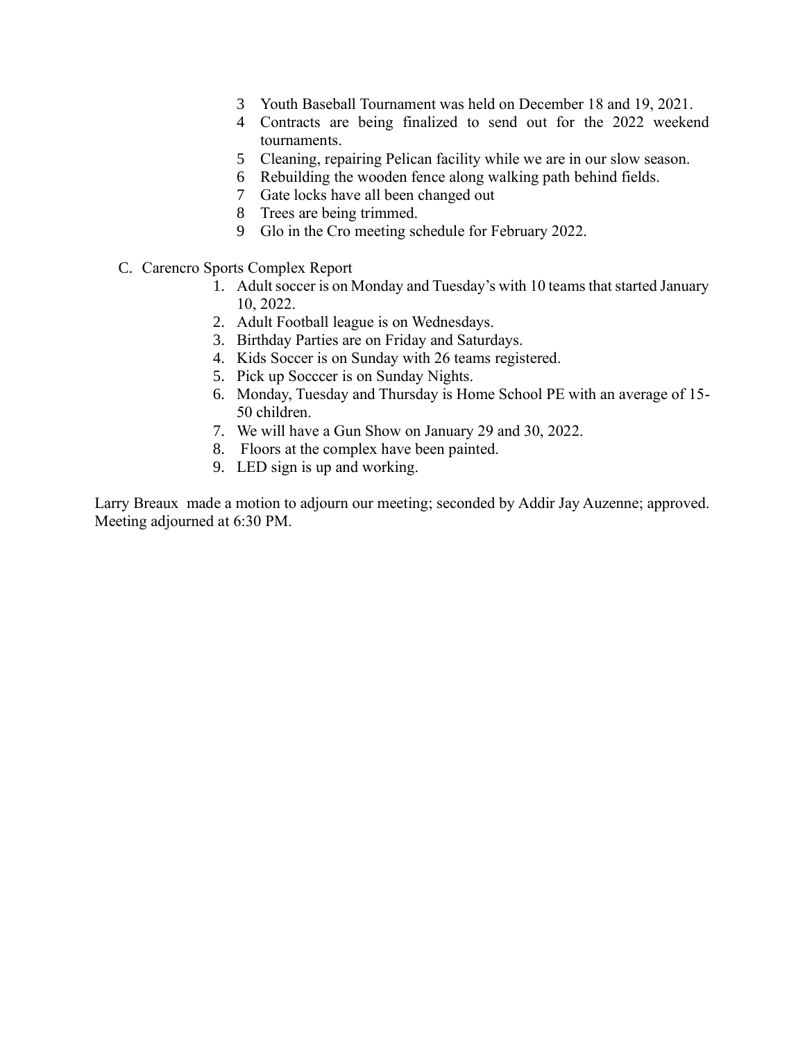3 Youth Baseball Tournament was held on December 18 and 19, 2021.
4 Contracts are being finalized to send out for the 2022 weekend tournaments.
5 Cleaning, repairing Pelican facility while we are in our slow season.
6 Rebuilding the wooden fence along walking path behind fields.
7 Gate locks have all been changed out
8 Trees are being trimmed.
9 Glo in the Cro meeting schedule for February 2022.

C. Carencro Sports Complex Report

1. Adult soccer is on Monday and Tuesday's with 10 teams that started January 10, 2022.
2. Adult Football league is on Wednesdays.
3. Birthday Parties are on Friday and Saturdays.
4. Kids Soccer is on Sunday with 26 teams registered.
5. Pick up Socccer is on Sunday Nights.
6. Monday, Tuesday and Thursday is Home School PE with an average of 15-50 children.
7. We will have a Gun Show on January 29 and 30, 2022.
8. Floors at the complex have been painted.
9. LED sign is up and working.

Larry Breaux made a motion to adjourn our meeting; seconded by Addir Jay Auzenne; approved. Meeting adjourned at 6:30 PM.